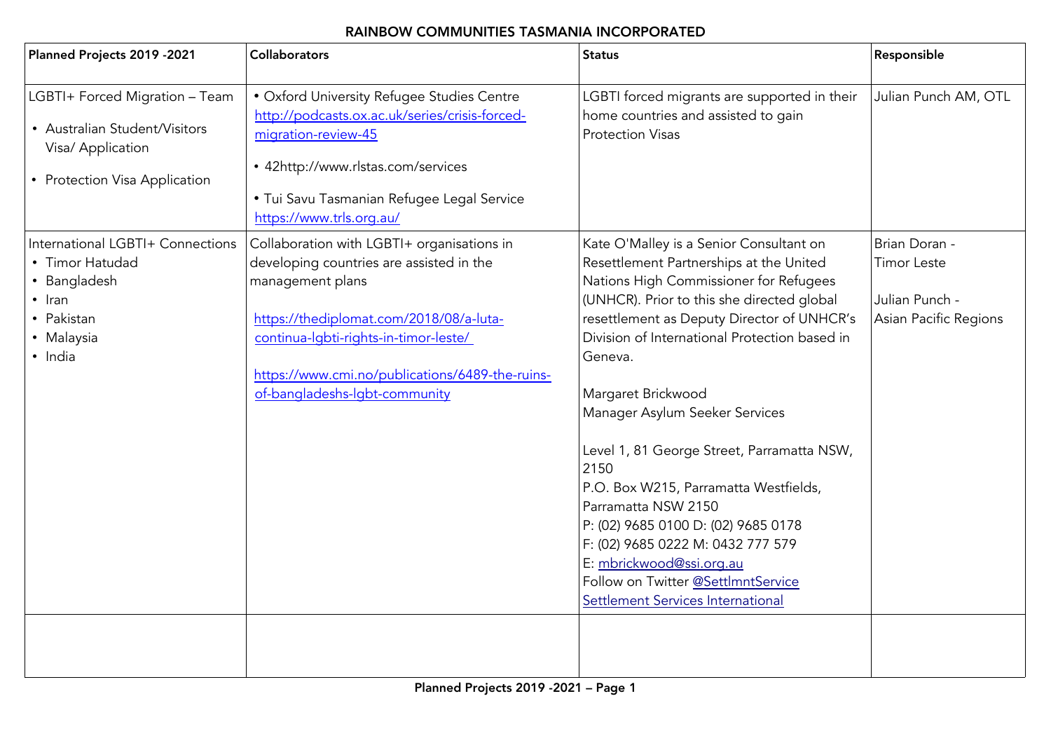# RAINBOW COMMUNITIES TASMANIA INCORPORATED

| Planned Projects 2019 -2021 | Collaborators | Status | Responsible |
|---|---|---|---|
| LGBTI+ Forced Migration – Team<br>• Australian Student/Visitors Visa/ Application<br>• Protection Visa Application | • Oxford University Refugee Studies Centre http://podcasts.ox.ac.uk/series/crisis-forced-migration-review-45<br>• 42http://www.rlstas.com/services<br>• Tui Savu Tasmanian Refugee Legal Service https://www.trls.org.au/ | LGBTI forced migrants are supported in their home countries and assisted to gain Protection Visas | Julian Punch AM, OTL |
| International LGBTI+ Connections<br>• Timor Hatudad<br>• Bangladesh<br>• Iran<br>• Pakistan<br>• Malaysia<br>• India | Collaboration with LGBTI+ organisations in developing countries are assisted in the management plans<br><br>https://thediplomat.com/2018/08/a-luta-continua-lgbti-rights-in-timor-leste/<br><br>https://www.cmi.no/publications/6489-the-ruins-of-bangladeshs-lgbt-community | Kate O'Malley is a Senior Consultant on Resettlement Partnerships at the United Nations High Commissioner for Refugees (UNHCR). Prior to this she directed global resettlement as Deputy Director of UNHCR's Division of International Protection based in Geneva.<br><br>Margaret Brickwood<br>Manager Asylum Seeker Services<br><br>Level 1, 81 George Street, Parramatta NSW, 2150<br>P.O. Box W215, Parramatta Westfields, Parramatta NSW 2150<br>P: (02) 9685 0100 D: (02) 9685 0178<br>F: (02) 9685 0222 M: 0432 777 579<br>E: mbrickwood@ssi.org.au<br>Follow on Twitter @SettlmntService<br>Settlement Services International | Brian Doran - Timor Leste<br><br>Julian Punch - Asian Pacific Regions |
| | | | |

**Planned Projects 2019 -2021 – Page 1**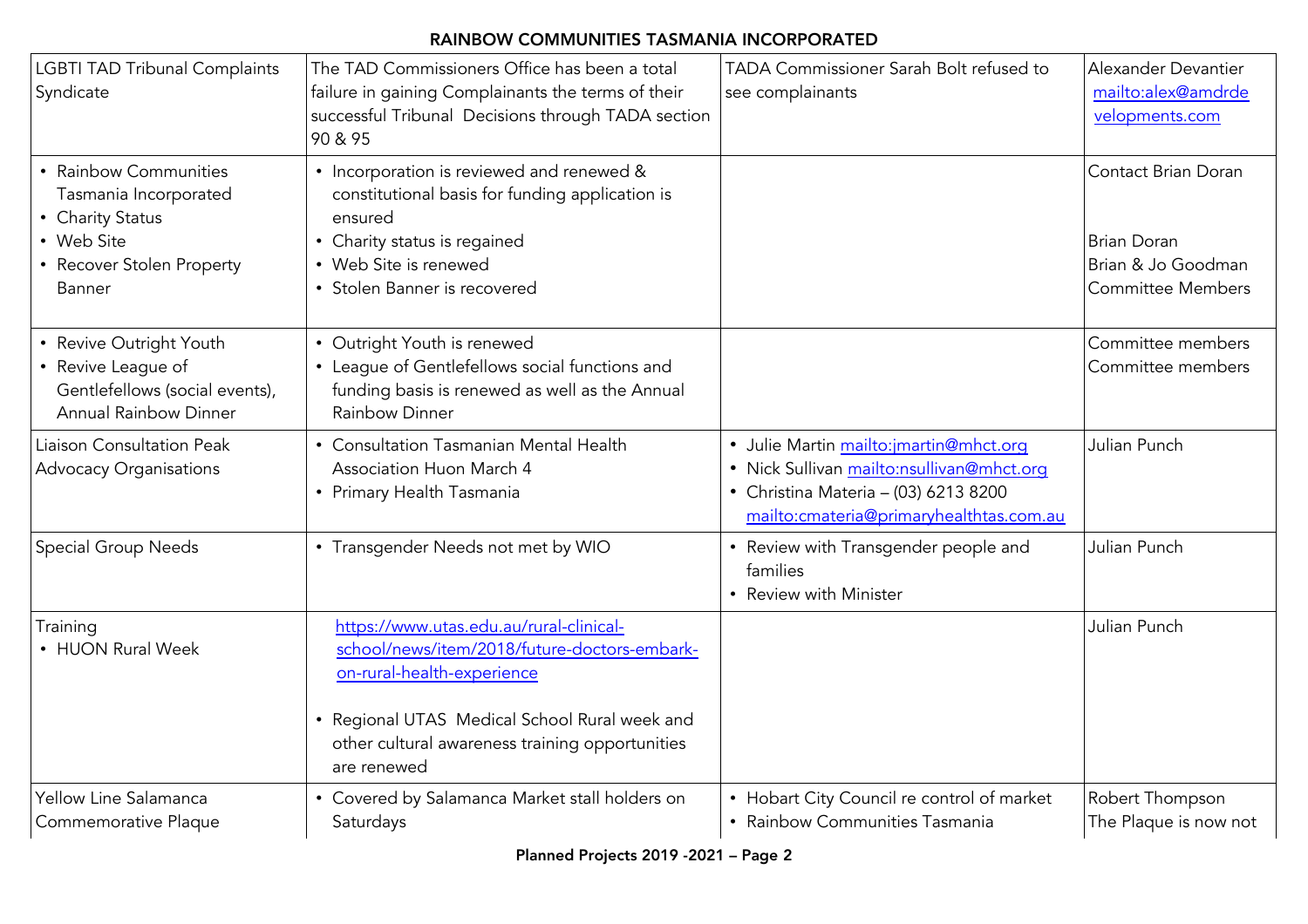# RAINBOW COMMUNITIES TASMANIA INCORPORATED

| | | | |
|---|---|---|---|
| LGBTI TAD Tribunal Complaints Syndicate | The TAD Commissioners Office has been a total failure in gaining Complainants the terms of their successful Tribunal Decisions through TADA section 90 & 95 | TADA Commissioner Sarah Bolt refused to see complainants | Alexander Devantier mailto:alex@amdrdevelopments.com |
| • Rainbow Communities Tasmania Incorporated<br>• Charity Status<br>• Web Site<br>• Recover Stolen Property Banner | • Incorporation is reviewed and renewed & constitutional basis for funding application is ensured<br>• Charity status is regained<br>• Web Site is renewed<br>• Stolen Banner is recovered | | Contact Brian Doran<br><br>Brian Doran<br>Brian & Jo Goodman<br>Committee Members |
| • Revive Outright Youth<br>• Revive League of Gentlefellows (social events), Annual Rainbow Dinner | • Outright Youth is renewed<br>• League of Gentlefellows social functions and funding basis is renewed as well as the Annual Rainbow Dinner | | Committee members<br>Committee members |
| Liaison Consultation Peak Advocacy Organisations | • Consultation Tasmanian Mental Health Association Huon March 4<br>• Primary Health Tasmania | • Julie Martin mailto:jmartin@mhct.org<br>• Nick Sullivan mailto:nsullivan@mhct.org<br>• Christina Materia – (03) 6213 8200 mailto:cmateria@primaryhealthtas.com.au | Julian Punch |
| Special Group Needs | • Transgender Needs not met by WIO | • Review with Transgender people and families<br>• Review with Minister | Julian Punch |
| Training<br>• HUON Rural Week | https://www.utas.edu.au/rural-clinical-school/news/item/2018/future-doctors-embark-on-rural-health-experience<br><br>• Regional UTAS Medical School Rural week and other cultural awareness training opportunities are renewed | | Julian Punch |
| Yellow Line Salamanca Commemorative Plaque | • Covered by Salamanca Market stall holders on Saturdays | • Hobart City Council re control of market<br>• Rainbow Communities Tasmania | Robert Thompson<br>The Plaque is now not |

Planned Projects 2019 -2021 – Page 2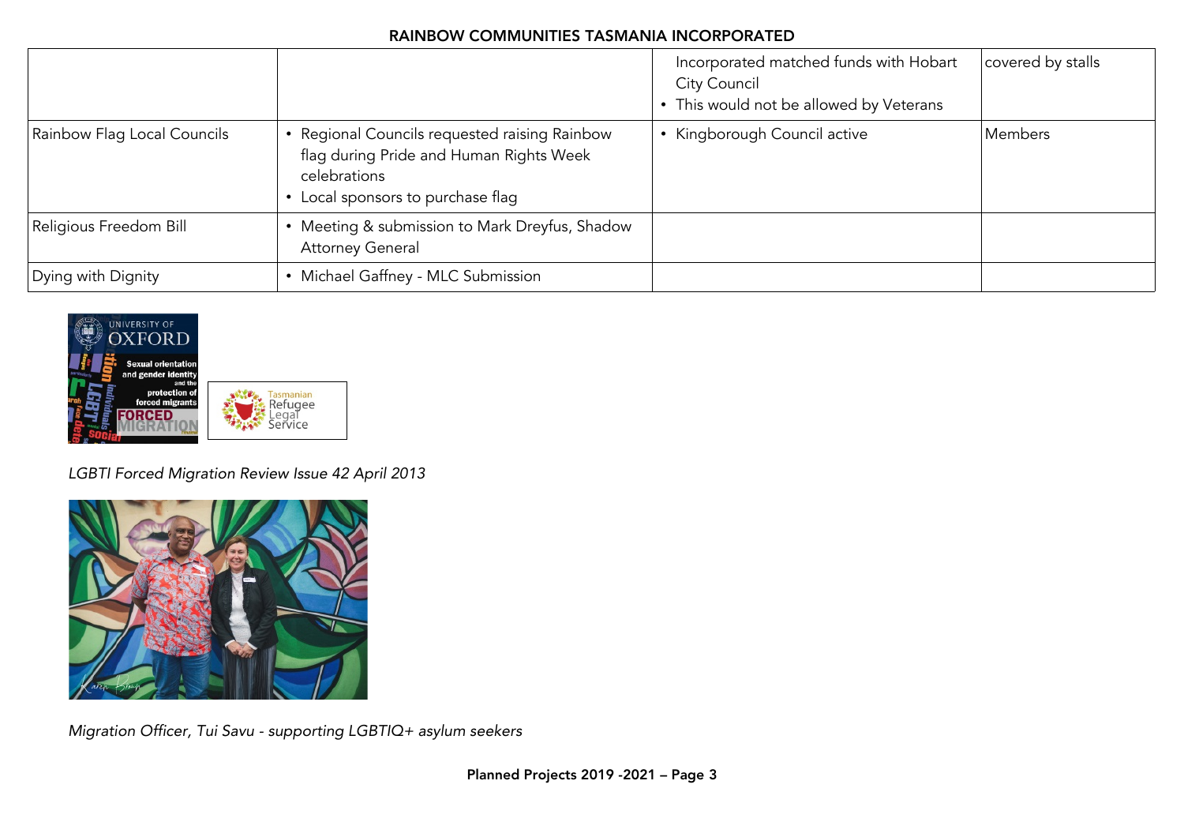| | | | |
|---|---|---|---|
| | | Incorporated matched funds with Hobart City Council<br>• This would not be allowed by Veterans | covered by stalls |
| Rainbow Flag Local Councils | • Regional Councils requested raising Rainbow flag during Pride and Human Rights Week celebrations<br>• Local sponsors to purchase flag | • Kingborough Council active | Members |
| Religious Freedom Bill | • Meeting & submission to Mark Dreyfus, Shadow Attorney General | | |
| Dying with Dignity | • Michael Gaffney - MLC Submission | | |

*LGBTI Forced Migration Review Issue 42 April 2013*

*Migration Officer, Tui Savu - supporting LGBTIQ+ asylum seekers*